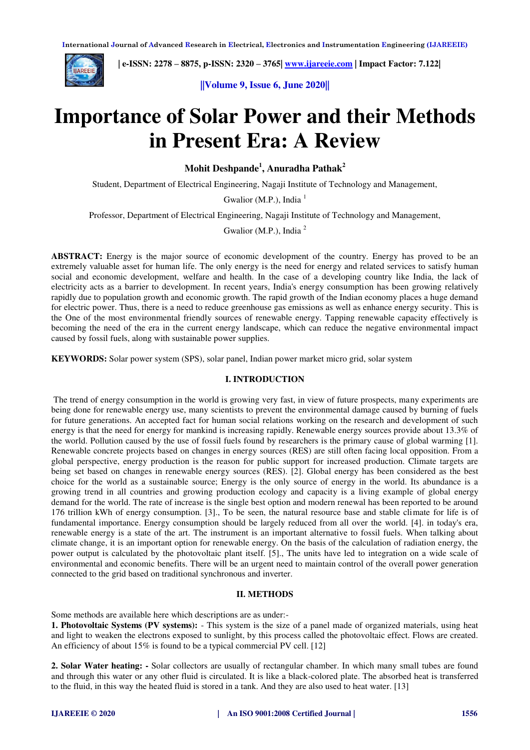# Importance of Solar Power and their Methods in Present Era: A Review

**Mohit Deshpande[1], Anuradha Pathak[2]**

Student, Department of Electrical Engineering, Nagaji Institute of Technology and Management, Gwalior (M.P.), India [1]

Professor, Department of Electrical Engineering, Nagaji Institute of Technology and Management, Gwalior (M.P.), India [2]

**ABSTRACT:** Energy is the major source of economic development of the country. Energy has proved to be an extremely valuable asset for human life. The only energy is the need for energy and related services to satisfy human social and economic development, welfare and health. In the case of a developing country like India, the lack of electricity acts as a barrier to development. In recent years, India's energy consumption has been growing relatively rapidly due to population growth and economic growth. The rapid growth of the Indian economy places a huge demand for electric power. Thus, there is a need to reduce greenhouse gas emissions as well as enhance energy security. This is the One of the most environmental friendly sources of renewable energy. Tapping renewable capacity effectively is becoming the need of the era in the current energy landscape, which can reduce the negative environmental impact caused by fossil fuels, along with sustainable power supplies.

**KEYWORDS:** Solar power system (SPS), solar panel, Indian power market micro grid, solar system

## I. INTRODUCTION

The trend of energy consumption in the world is growing very fast, in view of future prospects, many experiments are being done for renewable energy use, many scientists to prevent the environmental damage caused by burning of fuels for future generations. An accepted fact for human social relations working on the research and development of such energy is that the need for energy for mankind is increasing rapidly. Renewable energy sources provide about 13.3% of the world. Pollution caused by the use of fossil fuels found by researchers is the primary cause of global warming [1]. Renewable concrete projects based on changes in energy sources (RES) are still often facing local opposition. From a global perspective, energy production is the reason for public support for increased production. Climate targets are being set based on changes in renewable energy sources (RES). [2]. Global energy has been considered as the best choice for the world as a sustainable source; Energy is the only source of energy in the world. Its abundance is a growing trend in all countries and growing production ecology and capacity is a living example of global energy demand for the world. The rate of increase is the single best option and modern renewal has been reported to be around 176 trillion kWh of energy consumption. [3]., To be seen, the natural resource base and stable climate for life is of fundamental importance. Energy consumption should be largely reduced from all over the world. [4]. in today's era, renewable energy is a state of the art. The instrument is an important alternative to fossil fuels. When talking about climate change, it is an important option for renewable energy. On the basis of the calculation of radiation energy, the power output is calculated by the photovoltaic plant itself. [5]., The units have led to integration on a wide scale of environmental and economic benefits. There will be an urgent need to maintain control of the overall power generation connected to the grid based on traditional synchronous and inverter.

## II. METHODS

Some methods are available here which descriptions are as under:-

**1. Photovoltaic Systems (PV systems):** - This system is the size of a panel made of organized materials, using heat and light to weaken the electrons exposed to sunlight, by this process called the photovoltaic effect. Flows are created. An efficiency of about 15% is found to be a typical commercial PV cell. [12]

**2. Solar Water heating: -** Solar collectors are usually of rectangular chamber. In which many small tubes are found and through this water or any other fluid is circulated. It is like a black-colored plate. The absorbed heat is transferred to the fluid, in this way the heated fluid is stored in a tank. And they are also used to heat water. [13]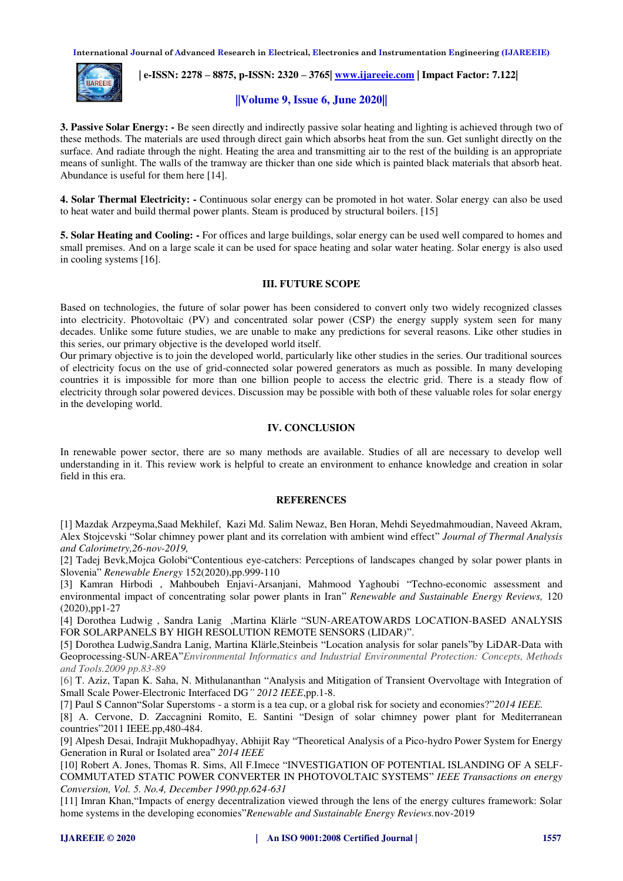**3. Passive Solar Energy: -** Be seen directly and indirectly passive solar heating and lighting is achieved through two of these methods. The materials are used through direct gain which absorbs heat from the sun. Get sunlight directly on the surface. And radiate through the night. Heating the area and transmitting air to the rest of the building is an appropriate means of sunlight. The walls of the tramway are thicker than one side which is painted black materials that absorb heat. Abundance is useful for them here [14].

**4. Solar Thermal Electricity: -** Continuous solar energy can be promoted in hot water. Solar energy can also be used to heat water and build thermal power plants. Steam is produced by structural boilers. [15]

**5. Solar Heating and Cooling: -** For offices and large buildings, solar energy can be used well compared to homes and small premises. And on a large scale it can be used for space heating and solar water heating. Solar energy is also used in cooling systems [16].

## III. FUTURE SCOPE

Based on technologies, the future of solar power has been considered to convert only two widely recognized classes into electricity. Photovoltaic (PV) and concentrated solar power (CSP) the energy supply system seen for many decades. Unlike some future studies, we are unable to make any predictions for several reasons. Like other studies in this series, our primary objective is the developed world itself.

Our primary objective is to join the developed world, particularly like other studies in the series. Our traditional sources of electricity focus on the use of grid-connected solar powered generators as much as possible. In many developing countries it is impossible for more than one billion people to access the electric grid. There is a steady flow of electricity through solar powered devices. Discussion may be possible with both of these valuable roles for solar energy in the developing world.

## IV. CONCLUSION

In renewable power sector, there are so many methods are available. Studies of all are necessary to develop well understanding in it. This review work is helpful to create an environment to enhance knowledge and creation in solar field in this era.

## REFERENCES

[1] Mazdak Arzpeyma,Saad Mekhilef, Kazi Md. Salim Newaz, Ben Horan, Mehdi Seyedmahmoudian, Naveed Akram, Alex Stojcevski "Solar chimney power plant and its correlation with ambient wind effect" *Journal of Thermal Analysis and Calorimetry,26-nov-2019,*

[2] Tadej Bevk,Mojca Golobi"Contentious eye-catchers: Perceptions of landscapes changed by solar power plants in Slovenia" *Renewable Energy* 152(2020),pp.999-110

[3] Kamran Hirbodi , Mahboubeh Enjavi-Arsanjani, Mahmood Yaghoubi "Techno-economic assessment and environmental impact of concentrating solar power plants in Iran" *Renewable and Sustainable Energy Reviews,* 120 (2020),pp1-27

[4] Dorothea Ludwig , Sandra Lanig ,Martina Klärle "SUN-AREATOWARDS LOCATION-BASED ANALYSIS FOR SOLARPANELS BY HIGH RESOLUTION REMOTE SENSORS (LIDAR)".

[5] Dorothea Ludwig,Sandra Lanig, Martina Klärle,Steinbeis "Location analysis for solar panels"by LiDAR-Data with Geoprocessing-SUN-AREA"*Environmental Informatics and Industrial Environmental Protection: Concepts, Methods and Tools.2009 pp.83-89*

[6] T. Aziz, Tapan K. Saha, N. Mithulananthan "Analysis and Mitigation of Transient Overvoltage with Integration of Small Scale Power-Electronic Interfaced DG*" 2012 IEEE*,pp.1-8.

[7] Paul S Cannon"Solar Superstoms - a storm is a tea cup, or a global risk for society and economies?"*2014 IEEE.*

[8] A. Cervone, D. Zaccagnini Romito, E. Santini "Design of solar chimney power plant for Mediterranean countries"2011 IEEE.pp,480-484.

[9] Alpesh Desai, Indrajit Mukhopadhyay, Abhijit Ray "Theoretical Analysis of a Pico-hydro Power System for Energy Generation in Rural or Isolated area" *2014 IEEE*

[10] Robert A. Jones, Thomas R. Sims, All F.Imece "INVESTIGATION OF POTENTIAL ISLANDING OF A SELF-COMMUTATED STATIC POWER CONVERTER IN PHOTOVOLTAIC SYSTEMS" *IEEE Transactions on energy Conversion, Vol. 5. No.4, December 1990.pp.624-631*

[11] Imran Khan,"Impacts of energy decentralization viewed through the lens of the energy cultures framework: Solar home systems in the developing economies"*Renewable and Sustainable Energy Reviews.*nov-2019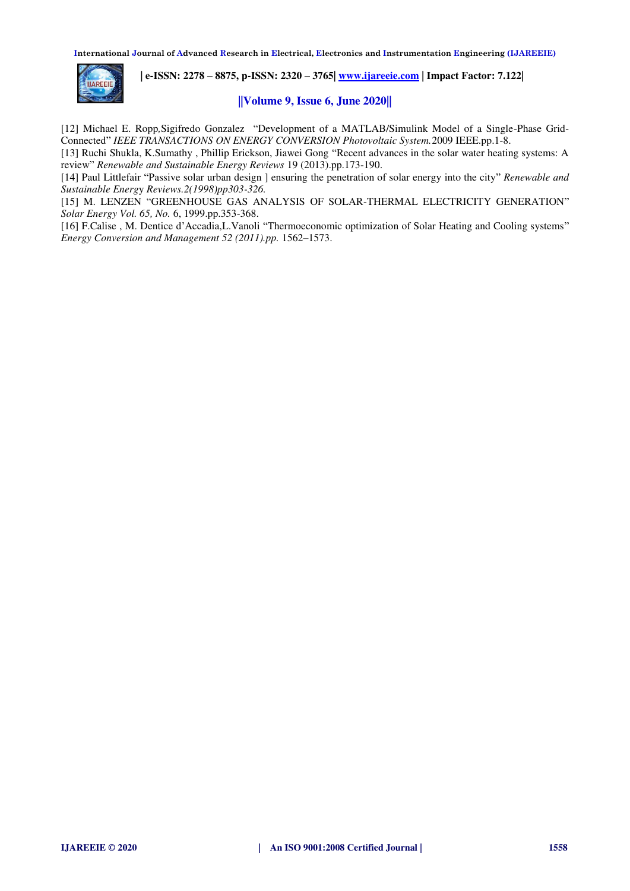[12] Michael E. Ropp,Sigifredo Gonzalez "Development of a MATLAB/Simulink Model of a Single-Phase Grid-Connected" *IEEE TRANSACTIONS ON ENERGY CONVERSION Photovoltaic System.* 2009 IEEE.pp.1-8.

[13] Ruchi Shukla, K.Sumathy , Phillip Erickson, Jiawei Gong "Recent advances in the solar water heating systems: A review" *Renewable and Sustainable Energy Reviews* 19 (2013).pp.173-190.

[14] Paul Littlefair "Passive solar urban design ] ensuring the penetration of solar energy into the city" *Renewable and Sustainable Energy Reviews.2(1998)pp303-326.*

[15] M. LENZEN "GREENHOUSE GAS ANALYSIS OF SOLAR-THERMAL ELECTRICITY GENERATION" *Solar Energy Vol. 65, No.* 6, 1999.pp.353-368.

[16] F.Calise , M. Dentice d'Accadia,L.Vanoli "Thermoeconomic optimization of Solar Heating and Cooling systems" *Energy Conversion and Management 52 (2011).pp.* 1562–1573.